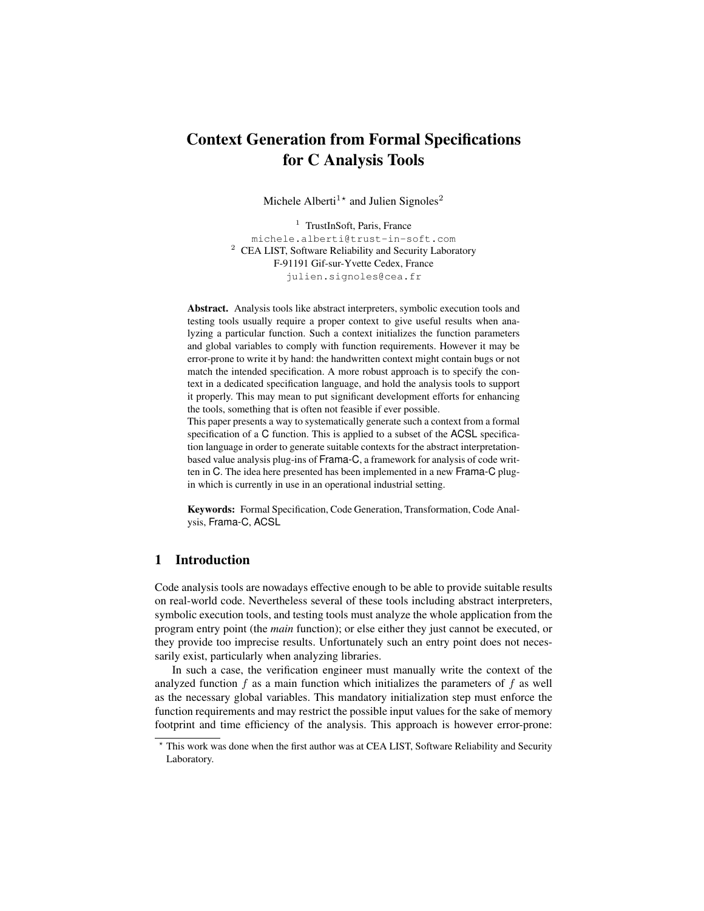# Context Generation from Formal Specifications for C Analysis Tools

Michele Alberti[1*] and Julien Signoles[2]

[1] TrustInSoft, Paris, France
michele.alberti@trust-in-soft.com
[2] CEA LIST, Software Reliability and Security Laboratory
F-91191 Gif-sur-Yvette Cedex, France
julien.signoles@cea.fr

**Abstract.** Analysis tools like abstract interpreters, symbolic execution tools and testing tools usually require a proper context to give useful results when analyzing a particular function. Such a context initializes the function parameters and global variables to comply with function requirements. However it may be error-prone to write it by hand: the handwritten context might contain bugs or not match the intended specification. A more robust approach is to specify the context in a dedicated specification language, and hold the analysis tools to support it properly. This may mean to put significant development efforts for enhancing the tools, something that is often not feasible if ever possible.
This paper presents a way to systematically generate such a context from a formal specification of a C function. This is applied to a subset of the ACSL specification language in order to generate suitable contexts for the abstract interpretation-based value analysis plug-ins of Frama-C, a framework for analysis of code written in C. The idea here presented has been implemented in a new Frama-C plug-in which is currently in use in an operational industrial setting.

**Keywords:** Formal Specification, Code Generation, Transformation, Code Analysis, Frama-C, ACSL

## 1 Introduction

Code analysis tools are nowadays effective enough to be able to provide suitable results on real-world code. Nevertheless several of these tools including abstract interpreters, symbolic execution tools, and testing tools must analyze the whole application from the program entry point (the *main* function); or else either they just cannot be executed, or they provide too imprecise results. Unfortunately such an entry point does not necessarily exist, particularly when analyzing libraries.

In such a case, the verification engineer must manually write the context of the analyzed function $f$ as a main function which initializes the parameters of $f$ as well as the necessary global variables. This mandatory initialization step must enforce the function requirements and may restrict the possible input values for the sake of memory footprint and time efficiency of the analysis. This approach is however error-prone:

* This work was done when the first author was at CEA LIST, Software Reliability and Security Laboratory.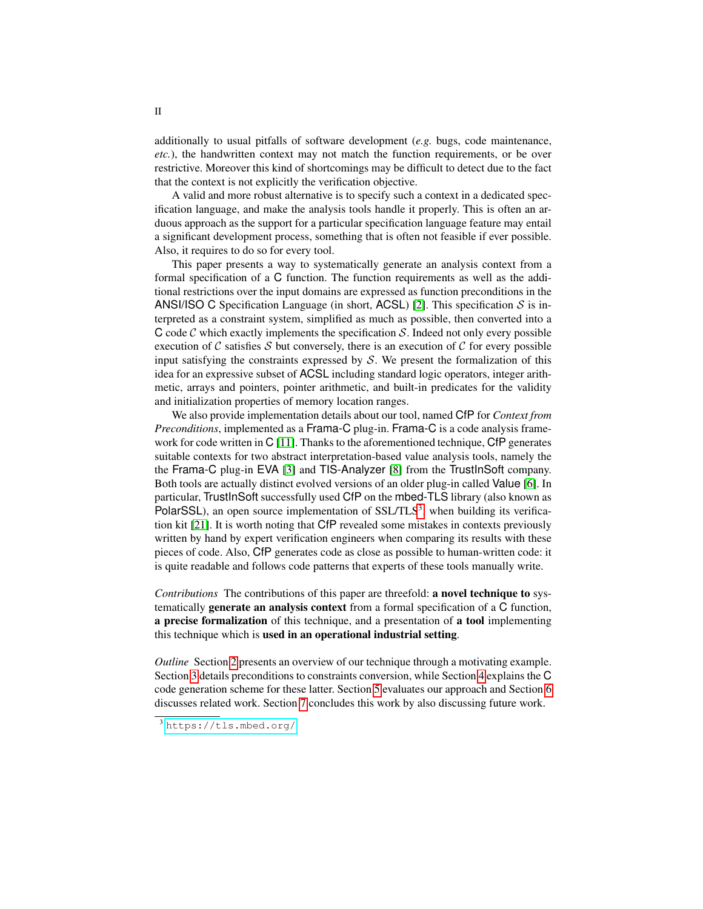additionally to usual pitfalls of software development (*e.g.* bugs, code maintenance, *etc.*), the handwritten context may not match the function requirements, or be over restrictive. Moreover this kind of shortcomings may be difficult to detect due to the fact that the context is not explicitly the verification objective.

A valid and more robust alternative is to specify such a context in a dedicated specification language, and make the analysis tools handle it properly. This is often an arduous approach as the support for a particular specification language feature may entail a significant development process, something that is often not feasible if ever possible. Also, it requires to do so for every tool.

This paper presents a way to systematically generate an analysis context from a formal specification of a C function. The function requirements as well as the additional restrictions over the input domains are expressed as function preconditions in the ANSI/ISO C Specification Language (in short, ACSL) [2]. This specification $\mathcal{S}$ is interpreted as a constraint system, simplified as much as possible, then converted into a C code $\mathcal{C}$ which exactly implements the specification $\mathcal{S}$. Indeed not only every possible execution of $\mathcal{C}$ satisfies $\mathcal{S}$ but conversely, there is an execution of $\mathcal{C}$ for every possible input satisfying the constraints expressed by $\mathcal{S}$. We present the formalization of this idea for an expressive subset of ACSL including standard logic operators, integer arithmetic, arrays and pointers, pointer arithmetic, and built-in predicates for the validity and initialization properties of memory location ranges.

We also provide implementation details about our tool, named CfP for *Context from Preconditions*, implemented as a Frama-C plug-in. Frama-C is a code analysis framework for code written in C [11]. Thanks to the aforementioned technique, CfP generates suitable contexts for two abstract interpretation-based value analysis tools, namely the the Frama-C plug-in EVA [3] and TIS-Analyzer [8] from the TrustInSoft company. Both tools are actually distinct evolved versions of an older plug-in called Value [6]. In particular, TrustInSoft successfully used CfP on the mbed-TLS library (also known as PolarSSL), an open source implementation of SSL/TLS[3] when building its verification kit [21]. It is worth noting that CfP revealed some mistakes in contexts previously written by hand by expert verification engineers when comparing its results with these pieces of code. Also, CfP generates code as close as possible to human-written code: it is quite readable and follows code patterns that experts of these tools manually write.

*Contributions* The contributions of this paper are threefold: **a novel technique to** systematically **generate an analysis context** from a formal specification of a C function, **a precise formalization** of this technique, and a presentation of **a tool** implementing this technique which is **used in an operational industrial setting**.

*Outline* Section 2 presents an overview of our technique through a motivating example. Section 3 details preconditions to constraints conversion, while Section 4 explains the C code generation scheme for these latter. Section 5 evaluates our approach and Section 6 discusses related work. Section 7 concludes this work by also discussing future work.

[3] https://tls.mbed.org/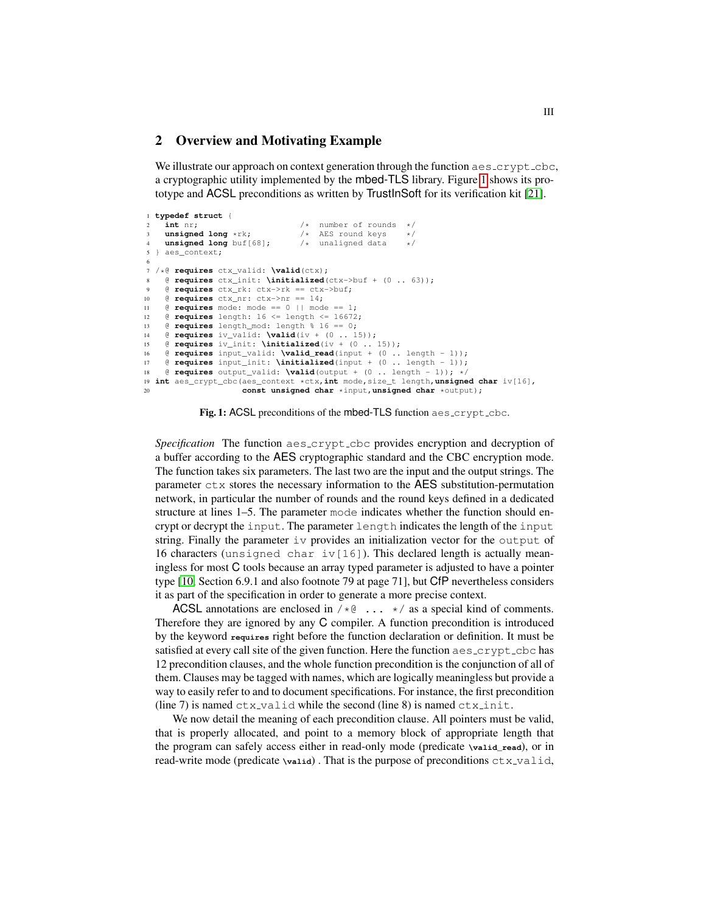## 2 Overview and Motivating Example

We illustrate our approach on context generation through the function `aes_crypt_cbc`, a cryptographic utility implemented by the mbed-TLS library. Figure 1 shows its prototype and ACSL preconditions as written by TrustInSoft for its verification kit [21].

```
1  typedef struct {
2    int nr;                     /*  number of rounds  */
3    unsigned long *rk;          /*  AES round keys    */
4    unsigned long buf[68];      /*  unaligned data    */
5  } aes_context;
6
7  /*@ requires ctx_valid: \valid(ctx);
8    @ requires ctx_init: \initialized(ctx->buf + (0 .. 63));
9    @ requires ctx_rk: ctx->rk == ctx->buf;
10   @ requires ctx_nr: ctx->nr == 14;
11   @ requires mode: mode == 0 || mode == 1;
12   @ requires length: 16 <= length <= 16672;
13   @ requires length_mod: length % 16 == 0;
14   @ requires iv_valid: \valid(iv + (0 .. 15));
15   @ requires iv_init: \initialized(iv + (0 .. 15));
16   @ requires input_valid: \valid_read(input + (0 .. length - 1));
17   @ requires input_init: \initialized(input + (0 .. length - 1));
18   @ requires output_valid: \valid(output + (0 .. length - 1)); */
19 int aes_crypt_cbc(aes_context *ctx,int mode,size_t length,unsigned char iv[16],
20                   const unsigned char *input,unsigned char *output);
```

**Fig. 1:** ACSL preconditions of the mbed-TLS function `aes_crypt_cbc`.

*Specification* The function `aes_crypt_cbc` provides encryption and decryption of a buffer according to the AES cryptographic standard and the CBC encryption mode. The function takes six parameters. The last two are the input and the output strings. The parameter `ctx` stores the necessary information to the AES substitution-permutation network, in particular the number of rounds and the round keys defined in a dedicated structure at lines 1–5. The parameter `mode` indicates whether the function should encrypt or decrypt the `input`. The parameter `length` indicates the length of the `input` string. Finally the parameter `iv` provides an initialization vector for the `output` of 16 characters (`unsigned char iv[16]`). This declared length is actually meaningless for most C tools because an array typed parameter is adjusted to have a pointer type [10, Section 6.9.1 and also footnote 79 at page 71], but CfP nevertheless considers it as part of the specification in order to generate a more precise context.

ACSL annotations are enclosed in `/*@ ... */` as a special kind of comments. Therefore they are ignored by any C compiler. A function precondition is introduced by the keyword **`requires`** right before the function declaration or definition. It must be satisfied at every call site of the given function. Here the function `aes_crypt_cbc` has 12 precondition clauses, and the whole function precondition is the conjunction of all of them. Clauses may be tagged with names, which are logically meaningless but provide a way to easily refer to and to document specifications. For instance, the first precondition (line 7) is named `ctx_valid` while the second (line 8) is named `ctx_init`.

We now detail the meaning of each precondition clause. All pointers must be valid, that is properly allocated, and point to a memory block of appropriate length that the program can safely access either in read-only mode (predicate **`\valid_read`**), or in read-write mode (predicate **`\valid`**) . That is the purpose of preconditions `ctx_valid`,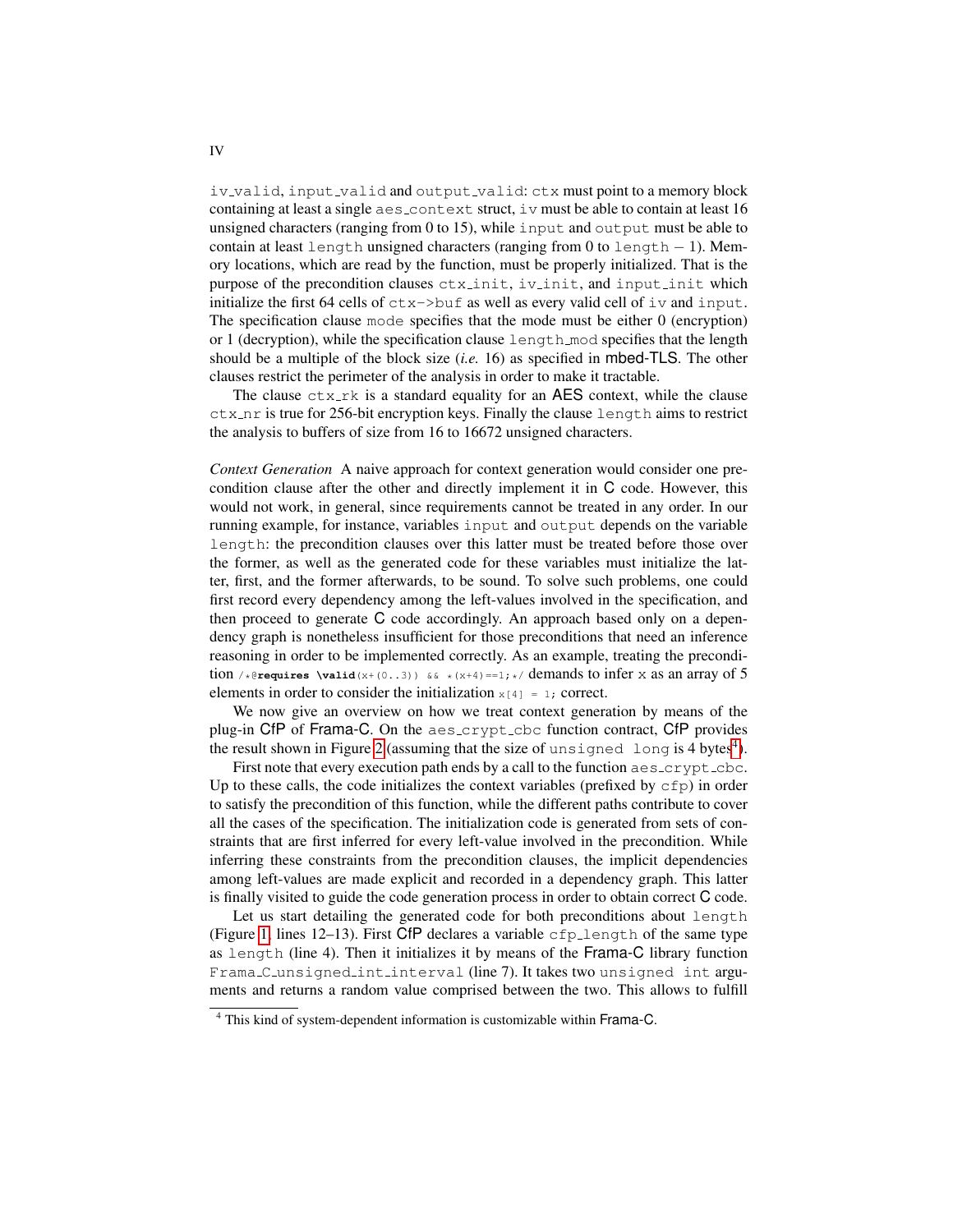iv_valid, input_valid and output_valid: ctx must point to a memory block containing at least a single aes_context struct, iv must be able to contain at least 16 unsigned characters (ranging from 0 to 15), while input and output must be able to contain at least length unsigned characters (ranging from 0 to length − 1). Memory locations, which are read by the function, must be properly initialized. That is the purpose of the precondition clauses ctx_init, iv_init, and input_init which initialize the first 64 cells of ctx->buf as well as every valid cell of iv and input. The specification clause mode specifies that the mode must be either 0 (encryption) or 1 (decryption), while the specification clause length_mod specifies that the length should be a multiple of the block size (*i.e.* 16) as specified in mbed-TLS. The other clauses restrict the perimeter of the analysis in order to make it tractable.

The clause ctx_rk is a standard equality for an AES context, while the clause ctx_nr is true for 256-bit encryption keys. Finally the clause length aims to restrict the analysis to buffers of size from 16 to 16672 unsigned characters.

*Context Generation* A naive approach for context generation would consider one precondition clause after the other and directly implement it in C code. However, this would not work, in general, since requirements cannot be treated in any order. In our running example, for instance, variables input and output depends on the variable length: the precondition clauses over this latter must be treated before those over the former, as well as the generated code for these variables must initialize the latter, first, and the former afterwards, to be sound. To solve such problems, one could first record every dependency among the left-values involved in the specification, and then proceed to generate C code accordingly. An approach based only on a dependency graph is nonetheless insufficient for those preconditions that need an inference reasoning in order to be implemented correctly. As an example, treating the precondition `/*@requires \valid(x+(0..3)) && *(x+4)==1;*/` demands to infer x as an array of 5 elements in order to consider the initialization `x[4] = 1;` correct.

We now give an overview on how we treat context generation by means of the plug-in CfP of Frama-C. On the aes_crypt_cbc function contract, CfP provides the result shown in Figure 2 (assuming that the size of unsigned long is 4 bytes[4]).

First note that every execution path ends by a call to the function aes_crypt_cbc. Up to these calls, the code initializes the context variables (prefixed by cfp) in order to satisfy the precondition of this function, while the different paths contribute to cover all the cases of the specification. The initialization code is generated from sets of constraints that are first inferred for every left-value involved in the precondition. While inferring these constraints from the precondition clauses, the implicit dependencies among left-values are made explicit and recorded in a dependency graph. This latter is finally visited to guide the code generation process in order to obtain correct C code.

Let us start detailing the generated code for both preconditions about length (Figure 1, lines 12–13). First CfP declares a variable cfp_length of the same type as length (line 4). Then it initializes it by means of the Frama-C library function Frama_C_unsigned_int_interval (line 7). It takes two unsigned int arguments and returns a random value comprised between the two. This allows to fulfill

[4] This kind of system-dependent information is customizable within Frama-C.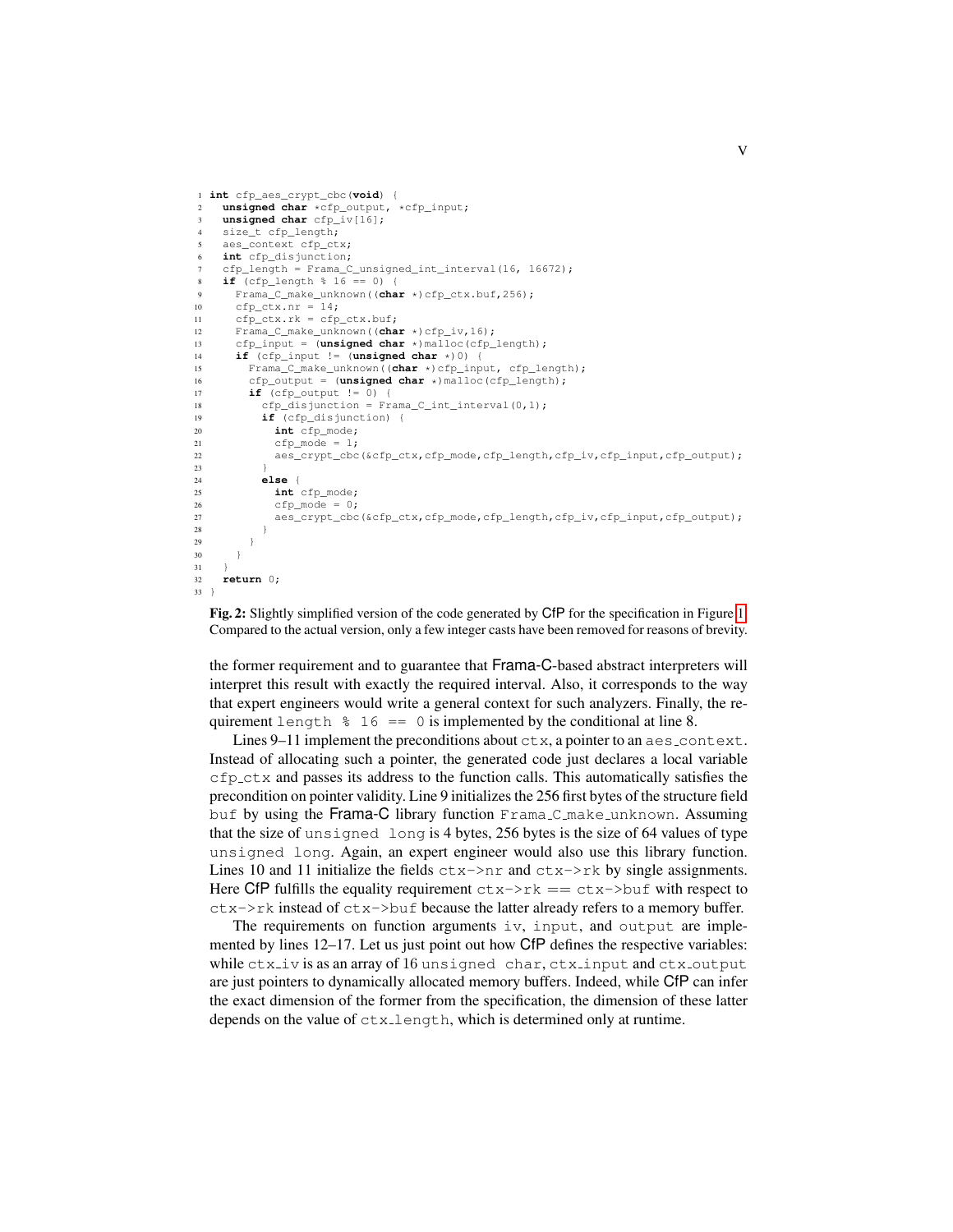```c
int cfp_aes_crypt_cbc(void) {
  unsigned char *cfp_output, *cfp_input;
  unsigned char cfp_iv[16];
  size_t cfp_length;
  aes_context cfp_ctx;
  int cfp_disjunction;
  cfp_length = Frama_C_unsigned_int_interval(16, 16672);
  if (cfp_length % 16 == 0) {
    Frama_C_make_unknown((char *)cfp_ctx.buf,256);
    cfp_ctx.nr = 14;
    cfp_ctx.rk = cfp_ctx.buf;
    Frama_C_make_unknown((char *)cfp_iv,16);
    cfp_input = (unsigned char *)malloc(cfp_length);
    if (cfp_input != (unsigned char *)0) {
      Frama_C_make_unknown((char *)cfp_input, cfp_length);
      cfp_output = (unsigned char *)malloc(cfp_length);
      if (cfp_output != 0) {
        cfp_disjunction = Frama_C_int_interval(0,1);
        if (cfp_disjunction) {
          int cfp_mode;
          cfp_mode = 1;
          aes_crypt_cbc(&cfp_ctx,cfp_mode,cfp_length,cfp_iv,cfp_input,cfp_output);
        }
        else {
          int cfp_mode;
          cfp_mode = 0;
          aes_crypt_cbc(&cfp_ctx,cfp_mode,cfp_length,cfp_iv,cfp_input,cfp_output);
        }
      }
    }
  }
  return 0;
}
```

**Fig. 2:** Slightly simplified version of the code generated by CfP for the specification in Figure 1. Compared to the actual version, only a few integer casts have been removed for reasons of brevity.

the former requirement and to guarantee that Frama-C-based abstract interpreters will interpret this result with exactly the required interval. Also, it corresponds to the way that expert engineers would write a general context for such analyzers. Finally, the requirement `length % 16 == 0` is implemented by the conditional at line 8.

Lines 9–11 implement the preconditions about `ctx`, a pointer to an `aes_context`. Instead of allocating such a pointer, the generated code just declares a local variable `cfp_ctx` and passes its address to the function calls. This automatically satisfies the precondition on pointer validity. Line 9 initializes the 256 first bytes of the structure field `buf` by using the Frama-C library function `Frama_C_make_unknown`. Assuming that the size of `unsigned long` is 4 bytes, 256 bytes is the size of 64 values of type `unsigned long`. Again, an expert engineer would also use this library function. Lines 10 and 11 initialize the fields `ctx->nr` and `ctx->rk` by single assignments. Here CfP fulfills the equality requirement `ctx->rk == ctx->buf` with respect to `ctx->rk` instead of `ctx->buf` because the latter already refers to a memory buffer.

The requirements on function arguments `iv`, `input`, and `output` are implemented by lines 12–17. Let us just point out how CfP defines the respective variables: while `ctx_iv` is as an array of 16 `unsigned char`, `ctx_input` and `ctx_output` are just pointers to dynamically allocated memory buffers. Indeed, while CfP can infer the exact dimension of the former from the specification, the dimension of these latter depends on the value of `ctx_length`, which is determined only at runtime.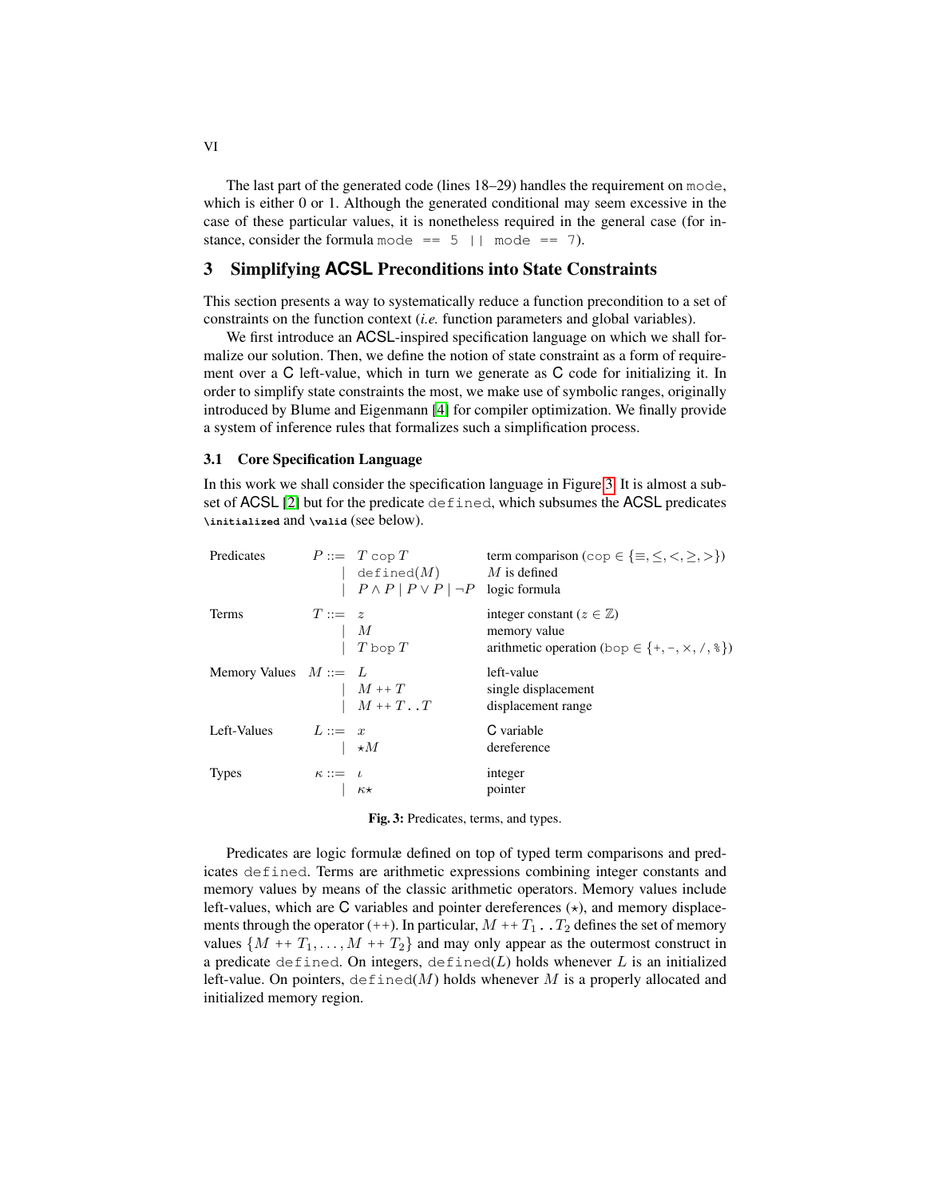The last part of the generated code (lines 18–29) handles the requirement on `mode`, which is either 0 or 1. Although the generated conditional may seem excessive in the case of these particular values, it is nonetheless required in the general case (for instance, consider the formula `mode == 5 || mode == 7`).

## 3 Simplifying ACSL Preconditions into State Constraints

This section presents a way to systematically reduce a function precondition to a set of constraints on the function context (*i.e.* function parameters and global variables).

We first introduce an ACSL-inspired specification language on which we shall formalize our solution. Then, we define the notion of state constraint as a form of requirement over a C left-value, which in turn we generate as C code for initializing it. In order to simplify state constraints the most, we make use of symbolic ranges, originally introduced by Blume and Eigenmann [4] for compiler optimization. We finally provide a system of inference rules that formalizes such a simplification process.

### 3.1 Core Specification Language

In this work we shall consider the specification language in Figure 3. It is almost a subset of ACSL [2] but for the predicate `defined`, which subsumes the ACSL predicates **`\initialized`** and **`\valid`** (see below).

| | | | |
|---|---|---|---|
| Predicates | $P ::=$ | $T \ \texttt{cop} \ T$ | term comparison ($\texttt{cop} \in \{\equiv, \leq, <, \geq, >\}$) |
| | $\mid$ | $\texttt{defined}(M)$ | $M$ is defined |
| | $\mid$ | $P \wedge P \mid P \vee P \mid \neg P$ | logic formula |
| Terms | $T ::=$ | $z$ | integer constant ($z \in \mathbb{Z}$) |
| | $\mid$ | $M$ | memory value |
| | $\mid$ | $T \ \texttt{bop} \ T$ | arithmetic operation ($\texttt{bop} \in \{+, -, \times, /, \%\}$) |
| Memory Values | $M ::=$ | $L$ | left-value |
| | $\mid$ | $M \mathbin{++} T$ | single displacement |
| | $\mid$ | $M \mathbin{++} T \, \texttt{..} \, T$ | displacement range |
| Left-Values | $L ::=$ | $x$ | C variable |
| | $\mid$ | $\star M$ | dereference |
| Types | $\kappa ::=$ | $\iota$ | integer |
| | $\mid$ | $\kappa\star$ | pointer |

**Fig. 3:** Predicates, terms, and types.

Predicates are logic formulæ defined on top of typed term comparisons and predicates `defined`. Terms are arithmetic expressions combining integer constants and memory values by means of the classic arithmetic operators. Memory values include left-values, which are C variables and pointer dereferences ($\star$), and memory displacements through the operator ($\mathbin{++}$). In particular, $M \mathbin{++} T_1 \, \texttt{..} \, T_2$ defines the set of memory values $\{M \mathbin{++} T_1, \ldots, M \mathbin{++} T_2\}$ and may only appear as the outermost construct in a predicate `defined`. On integers, $\texttt{defined}(L)$ holds whenever $L$ is an initialized left-value. On pointers, $\texttt{defined}(M)$ holds whenever $M$ is a properly allocated and initialized memory region.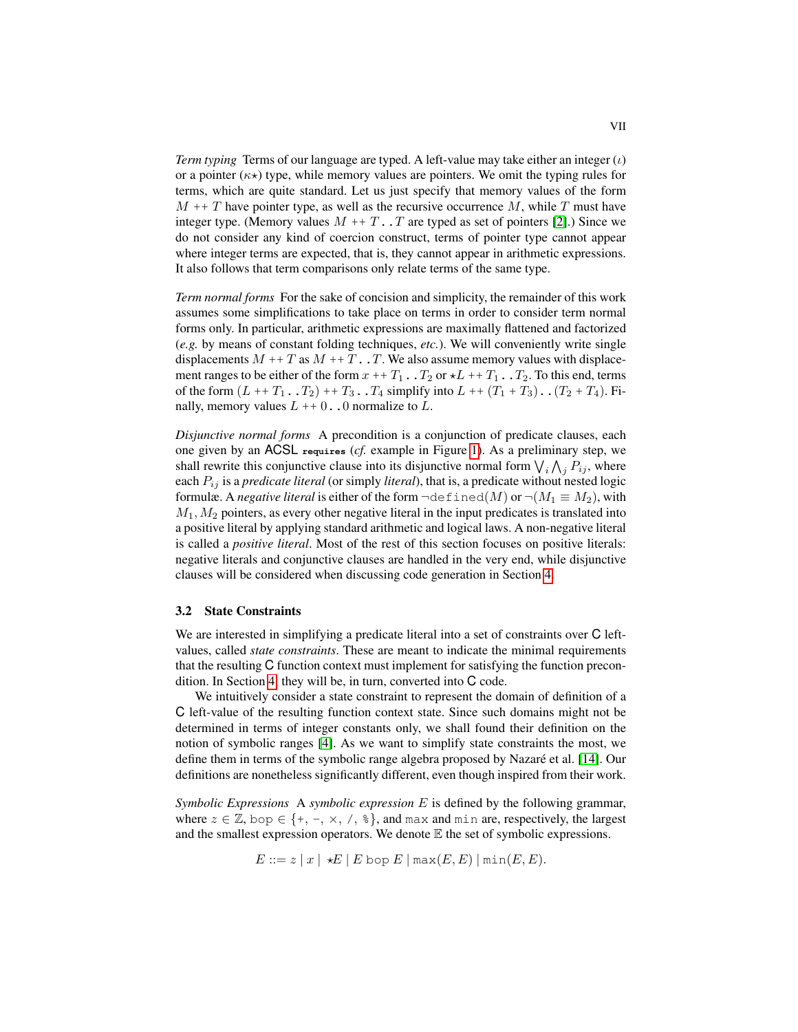*Term typing* Terms of our language are typed. A left-value may take either an integer ($\iota$) or a pointer ($\kappa\star$) type, while memory values are pointers. We omit the typing rules for terms, which are quite standard. Let us just specify that memory values of the form $M \mathrel{++} T$ have pointer type, as well as the recursive occurrence $M$, while $T$ must have integer type. (Memory values $M \mathrel{++} T \,\texttt{..}\, T$ are typed as set of pointers [2].) Since we do not consider any kind of coercion construct, terms of pointer type cannot appear where integer terms are expected, that is, they cannot appear in arithmetic expressions. It also follows that term comparisons only relate terms of the same type.

*Term normal forms* For the sake of concision and simplicity, the remainder of this work assumes some simplifications to take place on terms in order to consider term normal forms only. In particular, arithmetic expressions are maximally flattened and factorized (*e.g.* by means of constant folding techniques, *etc.*). We will conveniently write single displacements $M \mathrel{++} T$ as $M \mathrel{++} T \,\texttt{..}\, T$. We also assume memory values with displacement ranges to be either of the form $x \mathrel{++} T_1 \,\texttt{..}\, T_2$ or $\star L \mathrel{++} T_1 \,\texttt{..}\, T_2$. To this end, terms of the form $(L \mathrel{++} T_1 \,\texttt{..}\, T_2) \mathrel{++} T_3 \,\texttt{..}\, T_4$ simplify into $L \mathrel{++} (T_1 + T_3) \,\texttt{..}\, (T_2 + T_4)$. Finally, memory values $L \mathrel{++} 0 \,\texttt{..}\, 0$ normalize to $L$.

*Disjunctive normal forms* A precondition is a conjunction of predicate clauses, each one given by an ACSL **requires** (*cf.* example in Figure 1). As a preliminary step, we shall rewrite this conjunctive clause into its disjunctive normal form $\bigvee_i \bigwedge_j P_{ij}$, where each $P_{ij}$ is a *predicate literal* (or simply *literal*), that is, a predicate without nested logic formulæ. A *negative literal* is either of the form $\neg\texttt{defined}(M)$ or $\neg(M_1 \equiv M_2)$, with $M_1, M_2$ pointers, as every other negative literal in the input predicates is translated into a positive literal by applying standard arithmetic and logical laws. A non-negative literal is called a *positive literal*. Most of the rest of this section focuses on positive literals: negative literals and conjunctive clauses are handled in the very end, while disjunctive clauses will be considered when discussing code generation in Section 4.

### 3.2 State Constraints

We are interested in simplifying a predicate literal into a set of constraints over C left-values, called *state constraints*. These are meant to indicate the minimal requirements that the resulting C function context must implement for satisfying the function precondition. In Section 4, they will be, in turn, converted into C code.

We intuitively consider a state constraint to represent the domain of definition of a C left-value of the resulting function context state. Since such domains might not be determined in terms of integer constants only, we shall found their definition on the notion of symbolic ranges [4]. As we want to simplify state constraints the most, we define them in terms of the symbolic range algebra proposed by Nazaré et al. [14]. Our definitions are nonetheless significantly different, even though inspired from their work.

*Symbolic Expressions* A *symbolic expression* $E$ is defined by the following grammar, where $z \in \mathbb{Z}$, $\texttt{bop} \in \{+, -, \times, /, \%\}$, and $\texttt{max}$ and $\texttt{min}$ are, respectively, the largest and the smallest expression operators. We denote $\mathbb{E}$ the set of symbolic expressions.

$$E ::= z \mid x \mid \star E \mid E \;\texttt{bop}\; E \mid \texttt{max}(E, E) \mid \texttt{min}(E, E).$$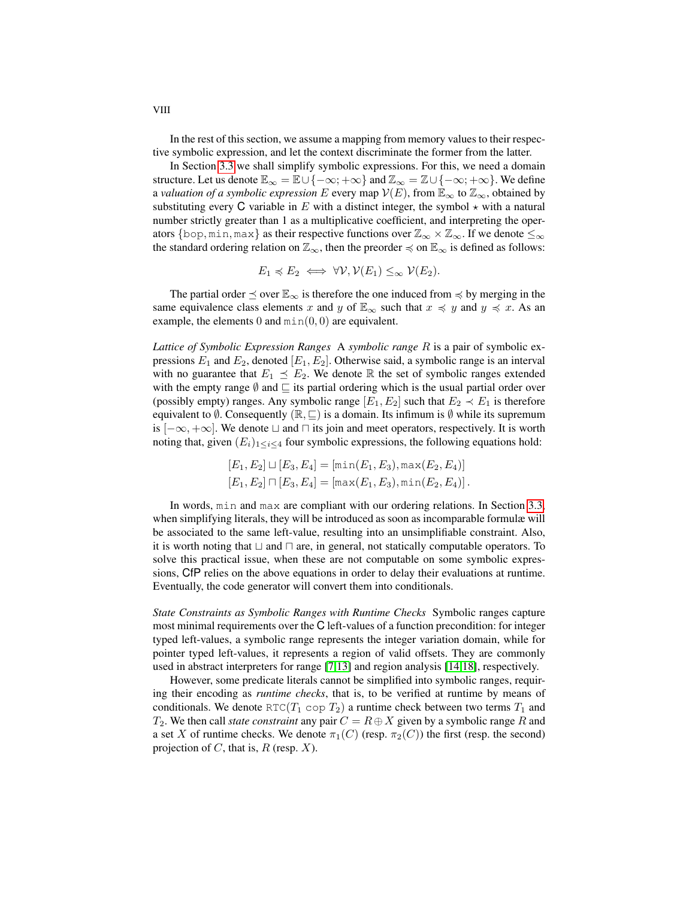In the rest of this section, we assume a mapping from memory values to their respective symbolic expression, and let the context discriminate the former from the latter.

In Section 3.3 we shall simplify symbolic expressions. For this, we need a domain structure. Let us denote $\mathbb{E}_\infty = \mathbb{E} \cup \{-\infty; +\infty\}$ and $\mathbb{Z}_\infty = \mathbb{Z} \cup \{-\infty; +\infty\}$. We define a *valuation of a symbolic expression* $E$ every map $\mathcal{V}(E)$, from $\mathbb{E}_\infty$ to $\mathbb{Z}_\infty$, obtained by substituting every C variable in $E$ with a distinct integer, the symbol $\star$ with a natural number strictly greater than 1 as a multiplicative coefficient, and interpreting the operators $\{\mathtt{bop}, \mathtt{min}, \mathtt{max}\}$ as their respective functions over $\mathbb{Z}_\infty \times \mathbb{Z}_\infty$. If we denote $\leq_\infty$ the standard ordering relation on $\mathbb{Z}_\infty$, then the preorder $\preccurlyeq$ on $\mathbb{E}_\infty$ is defined as follows:

$$E_1 \preccurlyeq E_2 \iff \forall \mathcal{V}, \mathcal{V}(E_1) \leq_\infty \mathcal{V}(E_2).$$

The partial order $\preceq$ over $\mathbb{E}_\infty$ is therefore the one induced from $\preccurlyeq$ by merging in the same equivalence class elements $x$ and $y$ of $\mathbb{E}_\infty$ such that $x \preccurlyeq y$ and $y \preccurlyeq x$. As an example, the elements $0$ and $\mathtt{min}(0, 0)$ are equivalent.

*Lattice of Symbolic Expression Ranges* A *symbolic range* $R$ is a pair of symbolic expressions $E_1$ and $E_2$, denoted $[E_1, E_2]$. Otherwise said, a symbolic range is an interval with no guarantee that $E_1 \preceq E_2$. We denote $\mathbb{R}$ the set of symbolic ranges extended with the empty range $\emptyset$ and $\sqsubseteq$ its partial ordering which is the usual partial order over (possibly empty) ranges. Any symbolic range $[E_1, E_2]$ such that $E_2 \prec E_1$ is therefore equivalent to $\emptyset$. Consequently $(\mathbb{R}, \sqsubseteq)$ is a domain. Its infimum is $\emptyset$ while its supremum is $[-\infty, +\infty]$. We denote $\sqcup$ and $\sqcap$ its join and meet operators, respectively. It is worth noting that, given $(E_i)_{1 \leq i \leq 4}$ four symbolic expressions, the following equations hold:

$$[E_1, E_2] \sqcup [E_3, E_4] = [\mathtt{min}(E_1, E_3), \mathtt{max}(E_2, E_4)]$$
$$[E_1, E_2] \sqcap [E_3, E_4] = [\mathtt{max}(E_1, E_3), \mathtt{min}(E_2, E_4)] \,.$$

In words, min and max are compliant with our ordering relations. In Section 3.3, when simplifying literals, they will be introduced as soon as incomparable formulæ will be associated to the same left-value, resulting into an unsimplifiable constraint. Also, it is worth noting that $\sqcup$ and $\sqcap$ are, in general, not statically computable operators. To solve this practical issue, when these are not computable on some symbolic expressions, CfP relies on the above equations in order to delay their evaluations at runtime. Eventually, the code generator will convert them into conditionals.

*State Constraints as Symbolic Ranges with Runtime Checks* Symbolic ranges capture most minimal requirements over the C left-values of a function precondition: for integer typed left-values, a symbolic range represents the integer variation domain, while for pointer typed left-values, it represents a region of valid offsets. They are commonly used in abstract interpreters for range [7,13] and region analysis [14,18], respectively.

However, some predicate literals cannot be simplified into symbolic ranges, requiring their encoding as *runtime checks*, that is, to be verified at runtime by means of conditionals. We denote $\mathtt{RTC}(T_1 \ \mathtt{cop} \ T_2)$ a runtime check between two terms $T_1$ and $T_2$. We then call *state constraint* any pair $C = R \oplus X$ given by a symbolic range $R$ and a set $X$ of runtime checks. We denote $\pi_1(C)$ (resp. $\pi_2(C)$) the first (resp. the second) projection of $C$, that is, $R$ (resp. $X$).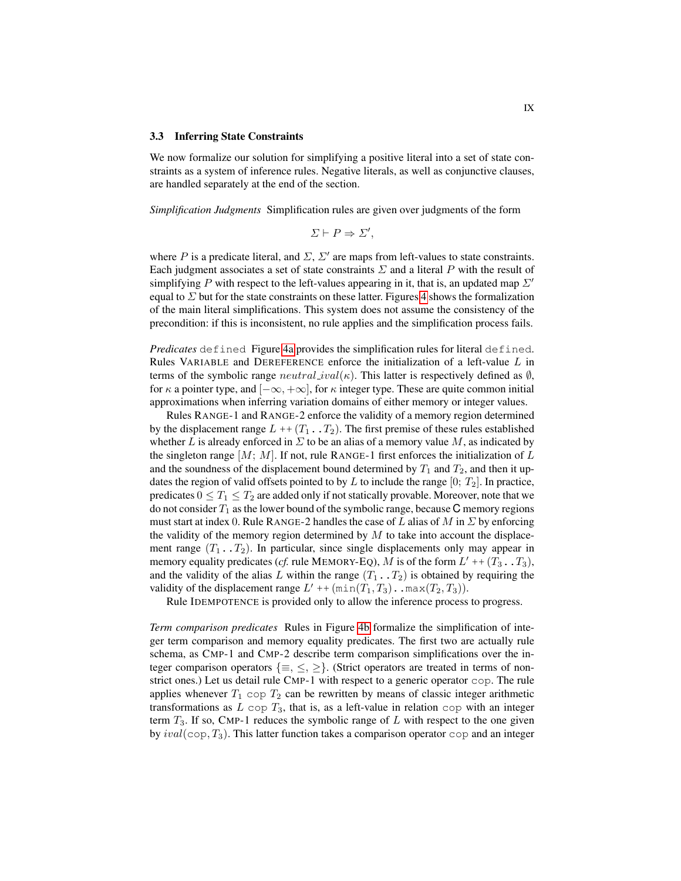### 3.3 Inferring State Constraints

We now formalize our solution for simplifying a positive literal into a set of state constraints as a system of inference rules. Negative literals, as well as conjunctive clauses, are handled separately at the end of the section.

*Simplification Judgments* Simplification rules are given over judgments of the form

$$\Sigma \vdash P \Rightarrow \Sigma',$$

where $P$ is a predicate literal, and $\Sigma$, $\Sigma'$ are maps from left-values to state constraints. Each judgment associates a set of state constraints $\Sigma$ and a literal $P$ with the result of simplifying $P$ with respect to the left-values appearing in it, that is, an updated map $\Sigma'$ equal to $\Sigma$ but for the state constraints on these latter. Figures 4 shows the formalization of the main literal simplifications. This system does not assume the consistency of the precondition: if this is inconsistent, no rule applies and the simplification process fails.

*Predicates* `defined` Figure 4a provides the simplification rules for literal `defined`. Rules VARIABLE and DEREFERENCE enforce the initialization of a left-value $L$ in terms of the symbolic range $neutral\_ival(\kappa)$. This latter is respectively defined as $\emptyset$, for $\kappa$ a pointer type, and $[-\infty, +\infty]$, for $\kappa$ integer type. These are quite common initial approximations when inferring variation domains of either memory or integer values.

Rules RANGE-1 and RANGE-2 enforce the validity of a memory region determined by the displacement range $L \mathbin{{+}{+}} (T_1\,..\,T_2)$. The first premise of these rules established whether $L$ is already enforced in $\Sigma$ to be an alias of a memory value $M$, as indicated by the singleton range $[M;\, M]$. If not, rule RANGE-1 first enforces the initialization of $L$ and the soundness of the displacement bound determined by $T_1$ and $T_2$, and then it updates the region of valid offsets pointed to by $L$ to include the range $[0;\, T_2]$. In practice, predicates $0 \leq T_1 \leq T_2$ are added only if not statically provable. Moreover, note that we do not consider $T_1$ as the lower bound of the symbolic range, because C memory regions must start at index 0. Rule RANGE-2 handles the case of $L$ alias of $M$ in $\Sigma$ by enforcing the validity of the memory region determined by $M$ to take into account the displacement range $(T_1\,..\,T_2)$. In particular, since single displacements only may appear in memory equality predicates (*cf.* rule MEMORY-EQ), $M$ is of the form $L' \mathbin{{+}{+}} (T_3\,..\,T_3)$, and the validity of the alias $L$ within the range $(T_1\,..\,T_2)$ is obtained by requiring the validity of the displacement range $L' \mathbin{{+}{+}} (\mathtt{min}(T_1, T_3)\,..\,\mathtt{max}(T_2, T_3))$.

Rule IDEMPOTENCE is provided only to allow the inference process to progress.

*Term comparison predicates* Rules in Figure 4b formalize the simplification of integer term comparison and memory equality predicates. The first two are actually rule schema, as CMP-1 and CMP-2 describe term comparison simplifications over the integer comparison operators $\{\equiv, \leq, \geq\}$. (Strict operators are treated in terms of non-strict ones.) Let us detail rule CMP-1 with respect to a generic operator `cop`. The rule applies whenever $T_1$ `cop` $T_2$ can be rewritten by means of classic integer arithmetic transformations as $L$ `cop` $T_3$, that is, as a left-value in relation `cop` with an integer term $T_3$. If so, CMP-1 reduces the symbolic range of $L$ with respect to the one given by $ival(\mathtt{cop}, T_3)$. This latter function takes a comparison operator `cop` and an integer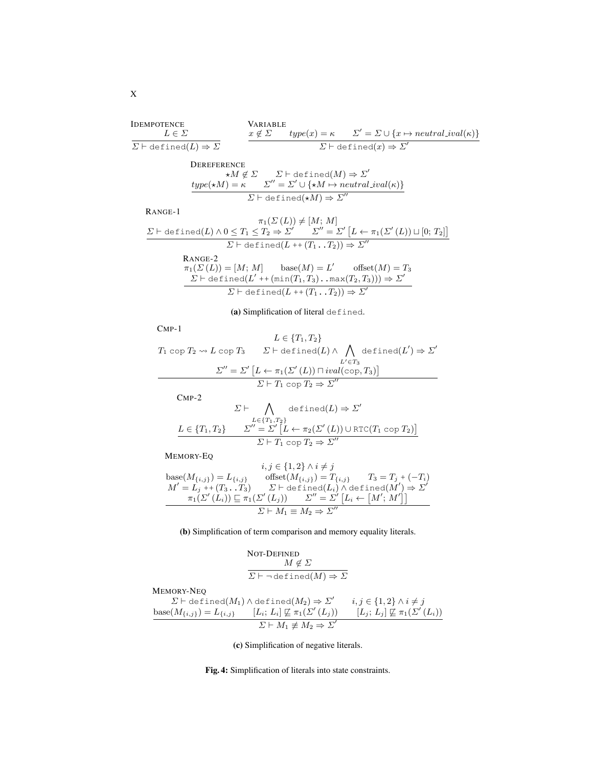**IDEMPOTENCE**

$$\frac{L \in \Sigma}{\Sigma \vdash \texttt{defined}(L) \Rightarrow \Sigma}$$

**VARIABLE**

$$\frac{x \notin \Sigma \qquad type(x) = \kappa \qquad \Sigma' = \Sigma \cup \{x \mapsto neutral\_ival(\kappa)\}}{\Sigma \vdash \texttt{defined}(x) \Rightarrow \Sigma'}$$

**DEREFERENCE**

$$\frac{\begin{array}{c}\star M \notin \Sigma \qquad \Sigma \vdash \texttt{defined}(M) \Rightarrow \Sigma' \\ type(\star M) = \kappa \qquad \Sigma'' = \Sigma' \cup \{\star M \mapsto neutral\_ival(\kappa)\}\end{array}}{\Sigma \vdash \texttt{defined}(\star M) \Rightarrow \Sigma''}$$

**RANGE-1**

$$\frac{\begin{array}{c}\pi_1(\Sigma(L)) \neq [M;\, M] \\ \Sigma \vdash \texttt{defined}(L) \wedge 0 \leq T_1 \leq T_2 \Rightarrow \Sigma' \qquad \Sigma'' = \Sigma'\left[L \leftarrow \pi_1(\Sigma'(L)) \sqcup [0;\, T_2]\right]\end{array}}{\Sigma \vdash \texttt{defined}(L \mathbin{{+}{+}} (T_1 \,..\, T_2)) \Rightarrow \Sigma''}$$

**RANGE-2**

$$\frac{\begin{array}{c}\pi_1(\Sigma(L)) = [M;\, M] \qquad \text{base}(M) = L' \qquad \text{offset}(M) = T_3 \\ \Sigma \vdash \texttt{defined}(L' \mathbin{{+}{+}} (\texttt{min}(T_1, T_3) \,..\, \texttt{max}(T_2, T_3))) \Rightarrow \Sigma'\end{array}}{\Sigma \vdash \texttt{defined}(L \mathbin{{+}{+}} (T_1 \,..\, T_2)) \Rightarrow \Sigma'}$$

**(a)** Simplification of literal `defined`.

**CMP-1**

$$\frac{\begin{array}{c}L \in \{T_1, T_2\} \\ T_1 \text{ cop } T_2 \rightsquigarrow L \text{ cop } T_3 \qquad \Sigma \vdash \texttt{defined}(L) \wedge \bigwedge_{L' \in T_3} \texttt{defined}(L') \Rightarrow \Sigma' \\ \Sigma'' = \Sigma'\left[L \leftarrow \pi_1(\Sigma'(L)) \sqcap ival(\texttt{cop}, T_3)\right]\end{array}}{\Sigma \vdash T_1 \text{ cop } T_2 \Rightarrow \Sigma''}$$

**CMP-2**

$$\frac{\begin{array}{c}\Sigma \vdash \bigwedge_{L \in \{T_1, T_2\}} \texttt{defined}(L) \Rightarrow \Sigma' \\ L \in \{T_1, T_2\} \qquad \Sigma'' = \Sigma'\left[L \leftarrow \pi_2(\Sigma'(L)) \cup \texttt{RTC}(T_1 \text{ cop } T_2)\right]\end{array}}{\Sigma \vdash T_1 \text{ cop } T_2 \Rightarrow \Sigma''}$$

**MEMORY-EQ**

$$\frac{\begin{array}{c}i, j \in \{1, 2\} \wedge i \neq j \\ \text{base}(M_{\{i,j\}}) = L_{\{i,j\}} \qquad \text{offset}(M_{\{i,j\}}) = T_{\{i,j\}} \qquad T_3 = T_j + (-T_i) \\ M' = L_j \mathbin{{+}{+}} (T_3 \,..\, T_3) \qquad \Sigma \vdash \texttt{defined}(L_i) \wedge \texttt{defined}(M') \Rightarrow \Sigma' \\ \pi_1(\Sigma'(L_i)) \sqsubseteq \pi_1(\Sigma'(L_j)) \qquad \Sigma'' = \Sigma'\left[L_i \leftarrow [M';\, M']\right]\end{array}}{\Sigma \vdash M_1 \equiv M_2 \Rightarrow \Sigma''}$$

**(b)** Simplification of term comparison and memory equality literals.

**NOT-DEFINED**

$$\frac{M \notin \Sigma}{\Sigma \vdash \neg\,\texttt{defined}(M) \Rightarrow \Sigma}$$

**MEMORY-NEQ**

$$\frac{\begin{array}{c}\Sigma \vdash \texttt{defined}(M_1) \wedge \texttt{defined}(M_2) \Rightarrow \Sigma' \qquad i, j \in \{1, 2\} \wedge i \neq j \\ \text{base}(M_{\{i,j\}}) = L_{\{i,j\}} \qquad [L_i;\, L_i] \not\sqsubseteq \pi_1(\Sigma'(L_j)) \qquad [L_j;\, L_j] \not\sqsubseteq \pi_1(\Sigma'(L_i))\end{array}}{\Sigma \vdash M_1 \not\equiv M_2 \Rightarrow \Sigma'}$$

**(c)** Simplification of negative literals.

**Fig. 4:** Simplification of literals into state constraints.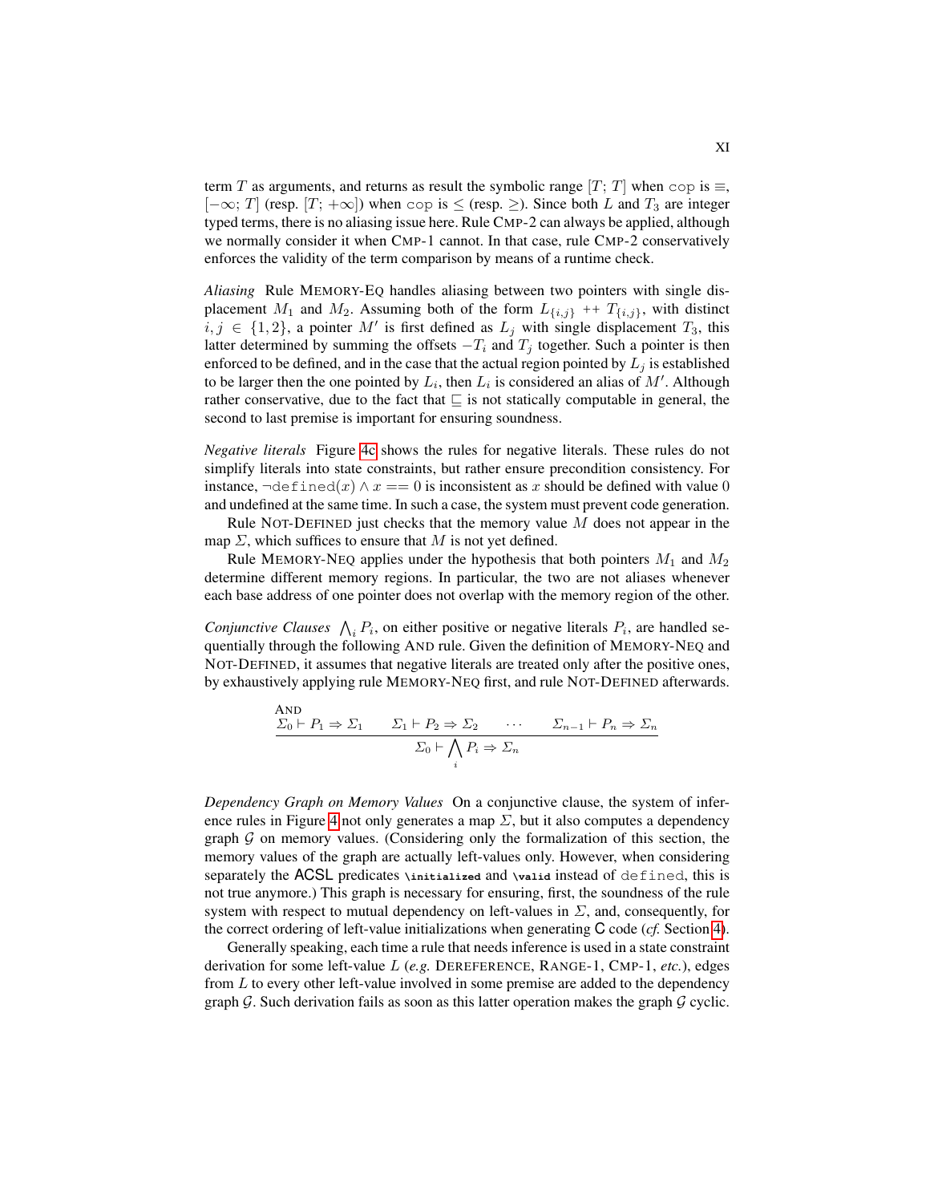term $T$ as arguments, and returns as result the symbolic range $[T; T]$ when `cop` is $\equiv$, $[-\infty; T]$ (resp. $[T; +\infty]$) when `cop` is $\leq$ (resp. $\geq$). Since both $L$ and $T_3$ are integer typed terms, there is no aliasing issue here. Rule CMP-2 can always be applied, although we normally consider it when CMP-1 cannot. In that case, rule CMP-2 conservatively enforces the validity of the term comparison by means of a runtime check.

*Aliasing* Rule MEMORY-EQ handles aliasing between two pointers with single displacement $M_1$ and $M_2$. Assuming both of the form $L_{\{i,j\}}$ ++ $T_{\{i,j\}}$, with distinct $i, j \in \{1, 2\}$, a pointer $M'$ is first defined as $L_j$ with single displacement $T_3$, this latter determined by summing the offsets $-T_i$ and $T_j$ together. Such a pointer is then enforced to be defined, and in the case that the actual region pointed by $L_j$ is established to be larger then the one pointed by $L_i$, then $L_i$ is considered an alias of $M'$. Although rather conservative, due to the fact that $\sqsubseteq$ is not statically computable in general, the second to last premise is important for ensuring soundness.

*Negative literals* Figure 4c shows the rules for negative literals. These rules do not simplify literals into state constraints, but rather ensure precondition consistency. For instance, $\neg$`defined`$(x) \wedge x == 0$ is inconsistent as $x$ should be defined with value 0 and undefined at the same time. In such a case, the system must prevent code generation.

Rule NOT-DEFINED just checks that the memory value $M$ does not appear in the map $\Sigma$, which suffices to ensure that $M$ is not yet defined.

Rule MEMORY-NEQ applies under the hypothesis that both pointers $M_1$ and $M_2$ determine different memory regions. In particular, the two are not aliases whenever each base address of one pointer does not overlap with the memory region of the other.

*Conjunctive Clauses* $\bigwedge_i P_i$, on either positive or negative literals $P_i$, are handled sequentially through the following AND rule. Given the definition of MEMORY-NEQ and NOT-DEFINED, it assumes that negative literals are treated only after the positive ones, by exhaustively applying rule MEMORY-NEQ first, and rule NOT-DEFINED afterwards.

$$\textsc{And}\quad \frac{\Sigma_0 \vdash P_1 \Rightarrow \Sigma_1 \qquad \Sigma_1 \vdash P_2 \Rightarrow \Sigma_2 \qquad \cdots \qquad \Sigma_{n-1} \vdash P_n \Rightarrow \Sigma_n}{\Sigma_0 \vdash \bigwedge_i P_i \Rightarrow \Sigma_n}$$

*Dependency Graph on Memory Values* On a conjunctive clause, the system of inference rules in Figure 4 not only generates a map $\Sigma$, but it also computes a dependency graph $\mathcal{G}$ on memory values. (Considering only the formalization of this section, the memory values of the graph are actually left-values only. However, when considering separately the ACSL predicates **`\initialized`** and **`\valid`** instead of `defined`, this is not true anymore.) This graph is necessary for ensuring, first, the soundness of the rule system with respect to mutual dependency on left-values in $\Sigma$, and, consequently, for the correct ordering of left-value initializations when generating C code (*cf.* Section 4).

Generally speaking, each time a rule that needs inference is used in a state constraint derivation for some left-value $L$ (*e.g.* DEREFERENCE, RANGE-1, CMP-1, *etc.*), edges from $L$ to every other left-value involved in some premise are added to the dependency graph $\mathcal{G}$. Such derivation fails as soon as this latter operation makes the graph $\mathcal{G}$ cyclic.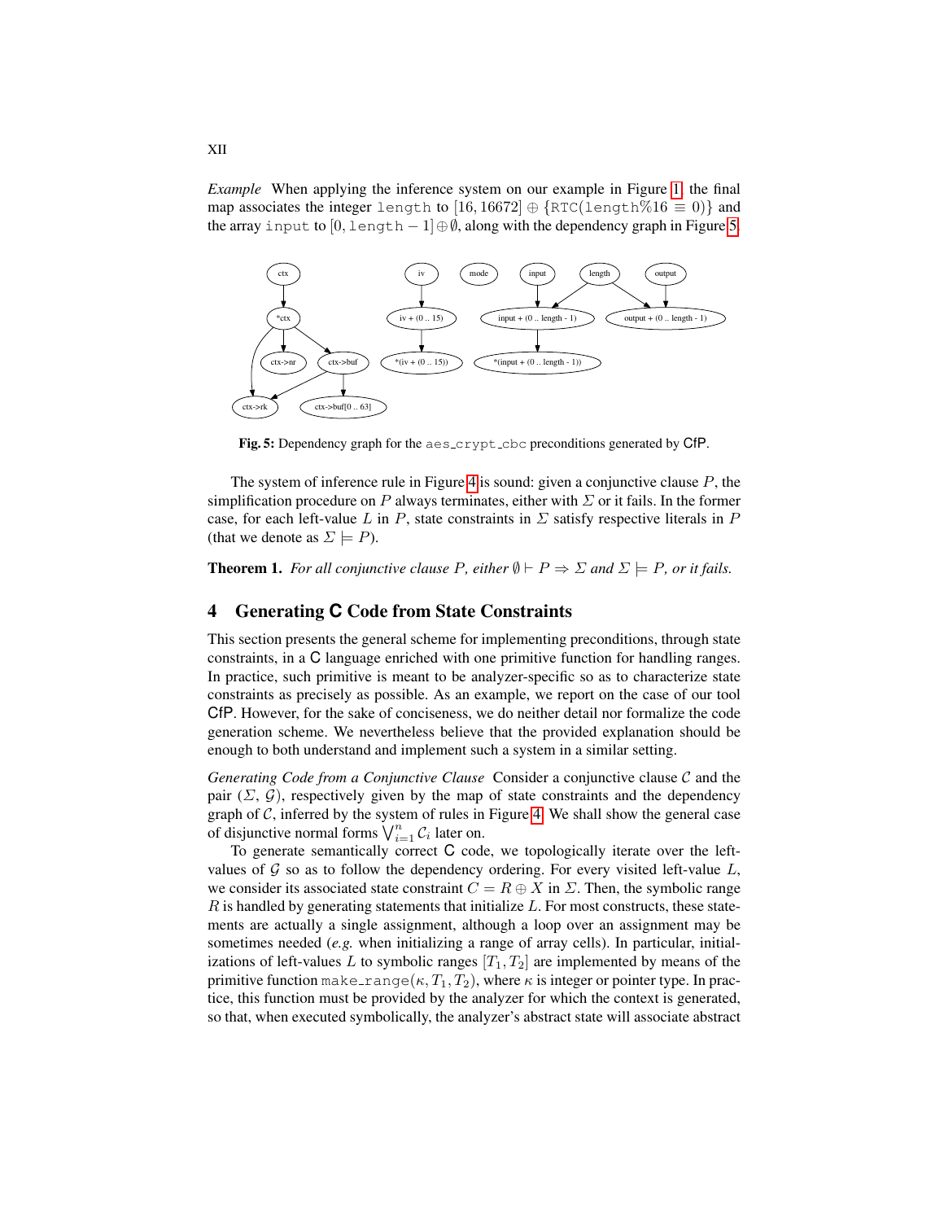*Example* When applying the inference system on our example in Figure 1, the final map associates the integer `length` to $[16, 16672] \oplus \{\texttt{RTC(length\%16} \equiv 0)\}$ and the array `input` to $[0, \texttt{length} - 1] \oplus \emptyset$, along with the dependency graph in Figure 5.

**Fig. 5:** Dependency graph for the `aes_crypt_cbc` preconditions generated by CfP.

The system of inference rule in Figure 4 is sound: given a conjunctive clause $P$, the simplification procedure on $P$ always terminates, either with $\Sigma$ or it fails. In the former case, for each left-value $L$ in $P$, state constraints in $\Sigma$ satisfy respective literals in $P$ (that we denote as $\Sigma \models P$).

**Theorem 1.** *For all conjunctive clause $P$, either $\emptyset \vdash P \Rightarrow \Sigma$ and $\Sigma \models P$, or it fails.*

## 4 Generating C Code from State Constraints

This section presents the general scheme for implementing preconditions, through state constraints, in a C language enriched with one primitive function for handling ranges. In practice, such primitive is meant to be analyzer-specific so as to characterize state constraints as precisely as possible. As an example, we report on the case of our tool CfP. However, for the sake of conciseness, we do neither detail nor formalize the code generation scheme. We nevertheless believe that the provided explanation should be enough to both understand and implement such a system in a similar setting.

*Generating Code from a Conjunctive Clause* Consider a conjunctive clause $\mathcal{C}$ and the pair ($\Sigma$, $\mathcal{G}$), respectively given by the map of state constraints and the dependency graph of $\mathcal{C}$, inferred by the system of rules in Figure 4. We shall show the general case of disjunctive normal forms $\bigvee_{i=1}^{n} \mathcal{C}_i$ later on.

To generate semantically correct C code, we topologically iterate over the left-values of $\mathcal{G}$ so as to follow the dependency ordering. For every visited left-value $L$, we consider its associated state constraint $C = R \oplus X$ in $\Sigma$. Then, the symbolic range $R$ is handled by generating statements that initialize $L$. For most constructs, these statements are actually a single assignment, although a loop over an assignment may be sometimes needed (*e.g.* when initializing a range of array cells). In particular, initializations of left-values $L$ to symbolic ranges $[T_1, T_2]$ are implemented by means of the primitive function `make_range`$(\kappa, T_1, T_2)$, where $\kappa$ is integer or pointer type. In practice, this function must be provided by the analyzer for which the context is generated, so that, when executed symbolically, the analyzer's abstract state will associate abstract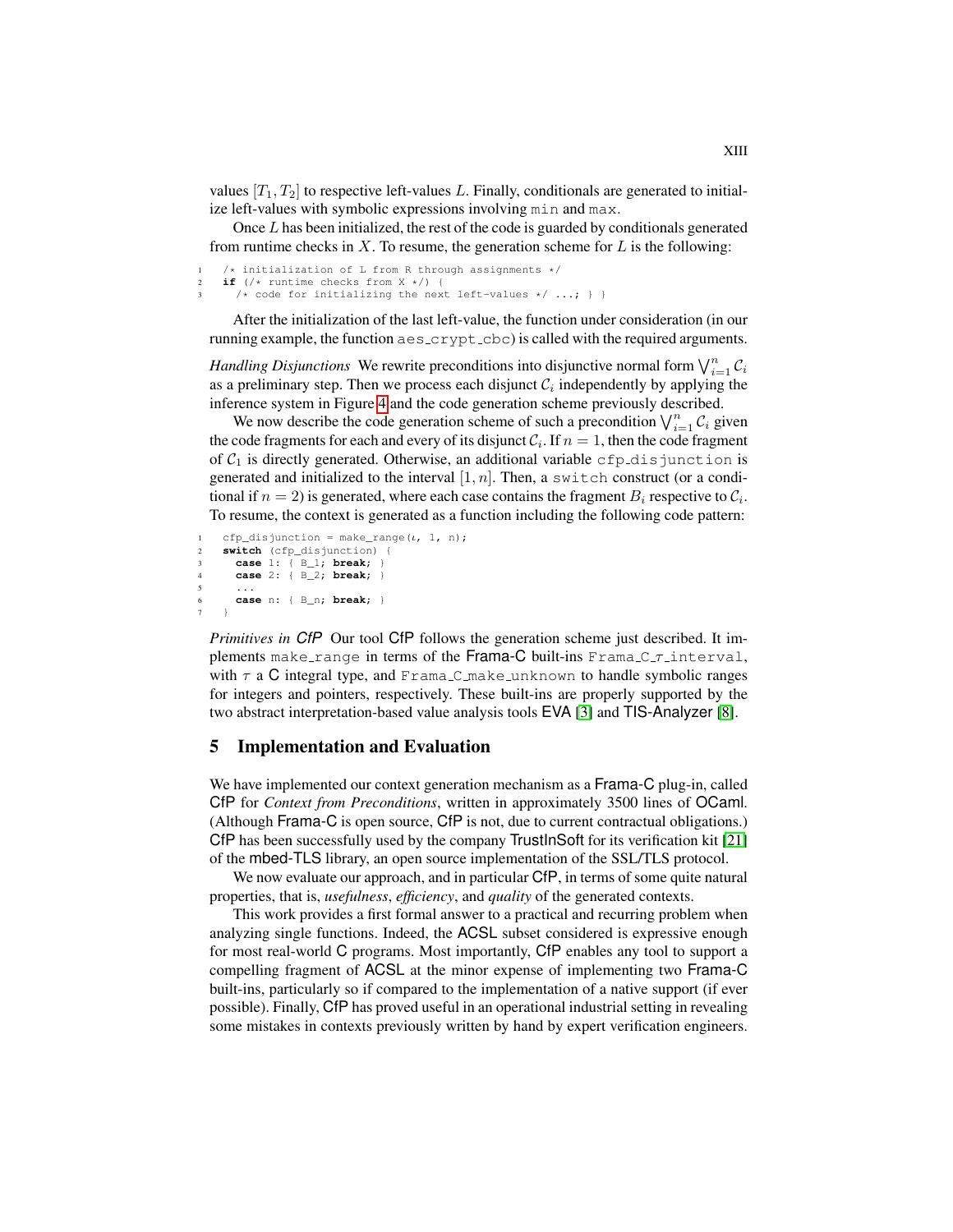values $[T_1, T_2]$ to respective left-values $L$. Finally, conditionals are generated to initialize left-values with symbolic expressions involving `min` and `max`.

Once $L$ has been initialized, the rest of the code is guarded by conditionals generated from runtime checks in $X$. To resume, the generation scheme for $L$ is the following:

```
1  /* initialization of L from R through assignments */
2  if (/* runtime checks from X */) {
3    /* code for initializing the next left-values */ ...; } }
```

After the initialization of the last left-value, the function under consideration (in our running example, the function `aes_crypt_cbc`) is called with the required arguments.

*Handling Disjunctions* We rewrite preconditions into disjunctive normal form $\bigvee_{i=1}^{n} \mathcal{C}_i$ as a preliminary step. Then we process each disjunct $\mathcal{C}_i$ independently by applying the inference system in Figure 4 and the code generation scheme previously described.

We now describe the code generation scheme of such a precondition $\bigvee_{i=1}^{n} \mathcal{C}_i$ given the code fragments for each and every of its disjunct $\mathcal{C}_i$. If $n = 1$, then the code fragment of $\mathcal{C}_1$ is directly generated. Otherwise, an additional variable `cfp_disjunction` is generated and initialized to the interval $[1, n]$. Then, a `switch` construct (or a conditional if $n = 2$) is generated, where each case contains the fragment $B_i$ respective to $\mathcal{C}_i$. To resume, the context is generated as a function including the following code pattern:

```
1  cfp_disjunction = make_range(ι, 1, n);
2  switch (cfp_disjunction) {
3    case 1: { B_1; break; }
4    case 2: { B_2; break; }
5    ...
6    case n: { B_n; break; }
7  }
```

*Primitives in CfP* Our tool CfP follows the generation scheme just described. It implements `make_range` in terms of the Frama-C built-ins `Frama_C_`$\tau$`_interval`, with $\tau$ a C integral type, and `Frama_C_make_unknown` to handle symbolic ranges for integers and pointers, respectively. These built-ins are properly supported by the two abstract interpretation-based value analysis tools EVA [3] and TIS-Analyzer [8].

## 5 Implementation and Evaluation

We have implemented our context generation mechanism as a Frama-C plug-in, called CfP for *Context from Preconditions*, written in approximately 3500 lines of OCaml. (Although Frama-C is open source, CfP is not, due to current contractual obligations.) CfP has been successfully used by the company TrustInSoft for its verification kit [21] of the mbed-TLS library, an open source implementation of the SSL/TLS protocol.

We now evaluate our approach, and in particular CfP, in terms of some quite natural properties, that is, *usefulness*, *efficiency*, and *quality* of the generated contexts.

This work provides a first formal answer to a practical and recurring problem when analyzing single functions. Indeed, the ACSL subset considered is expressive enough for most real-world C programs. Most importantly, CfP enables any tool to support a compelling fragment of ACSL at the minor expense of implementing two Frama-C built-ins, particularly so if compared to the implementation of a native support (if ever possible). Finally, CfP has proved useful in an operational industrial setting in revealing some mistakes in contexts previously written by hand by expert verification engineers.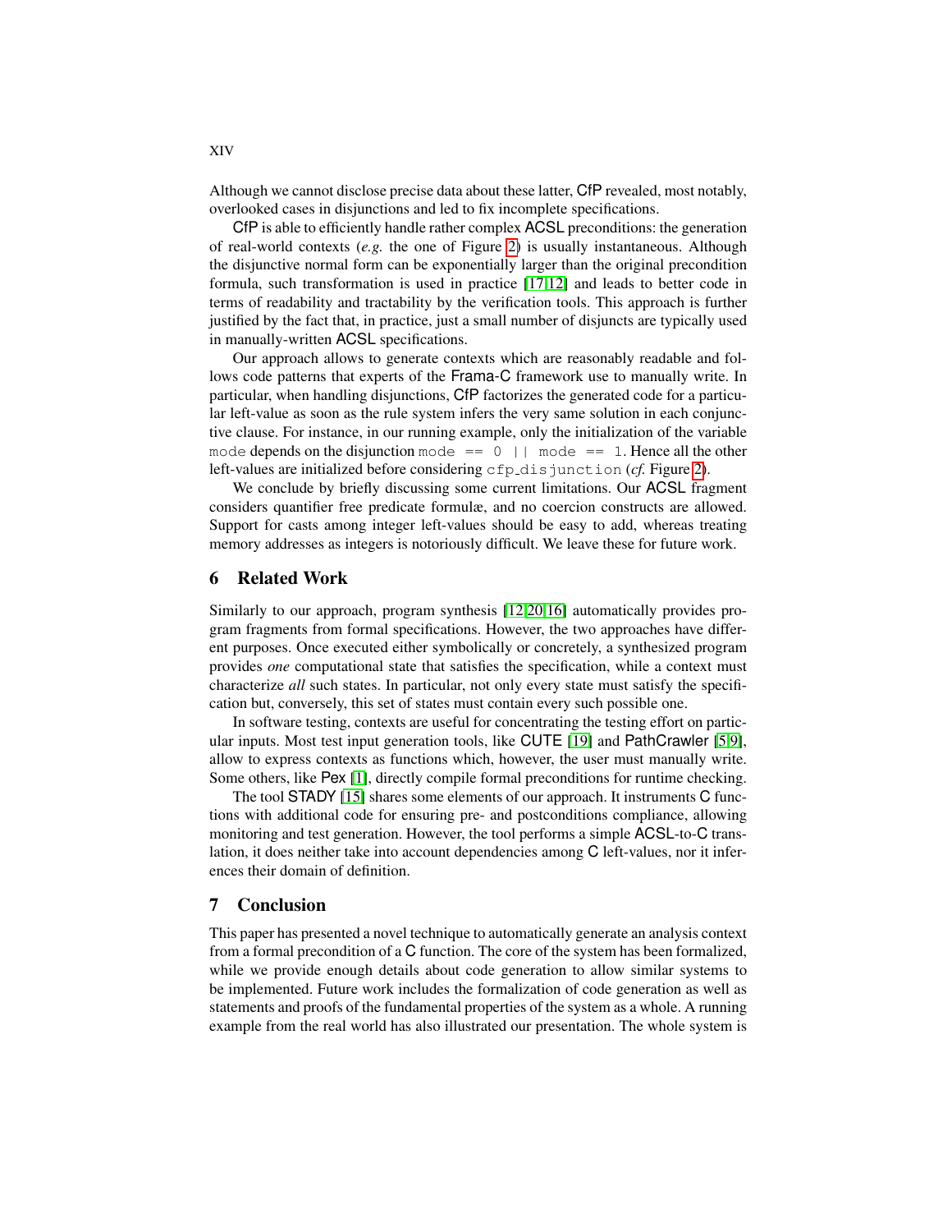Although we cannot disclose precise data about these latter, CfP revealed, most notably, overlooked cases in disjunctions and led to fix incomplete specifications.

CfP is able to efficiently handle rather complex ACSL preconditions: the generation of real-world contexts (*e.g.* the one of Figure 2) is usually instantaneous. Although the disjunctive normal form can be exponentially larger than the original precondition formula, such transformation is used in practice [17,12] and leads to better code in terms of readability and tractability by the verification tools. This approach is further justified by the fact that, in practice, just a small number of disjuncts are typically used in manually-written ACSL specifications.

Our approach allows to generate contexts which are reasonably readable and follows code patterns that experts of the Frama-C framework use to manually write. In particular, when handling disjunctions, CfP factorizes the generated code for a particular left-value as soon as the rule system infers the very same solution in each conjunctive clause. For instance, in our running example, only the initialization of the variable `mode` depends on the disjunction `mode == 0 || mode == 1`. Hence all the other left-values are initialized before considering `cfp_disjunction` (*cf.* Figure 2).

We conclude by briefly discussing some current limitations. Our ACSL fragment considers quantifier free predicate formulæ, and no coercion constructs are allowed. Support for casts among integer left-values should be easy to add, whereas treating memory addresses as integers is notoriously difficult. We leave these for future work.

## 6 Related Work

Similarly to our approach, program synthesis [12,20,16] automatically provides program fragments from formal specifications. However, the two approaches have different purposes. Once executed either symbolically or concretely, a synthesized program provides *one* computational state that satisfies the specification, while a context must characterize *all* such states. In particular, not only every state must satisfy the specification but, conversely, this set of states must contain every such possible one.

In software testing, contexts are useful for concentrating the testing effort on particular inputs. Most test input generation tools, like CUTE [19] and PathCrawler [5,9], allow to express contexts as functions which, however, the user must manually write. Some others, like Pex [1], directly compile formal preconditions for runtime checking.

The tool STADY [15] shares some elements of our approach. It instruments C functions with additional code for ensuring pre- and postconditions compliance, allowing monitoring and test generation. However, the tool performs a simple ACSL-to-C translation, it does neither take into account dependencies among C left-values, nor it inferences their domain of definition.

## 7 Conclusion

This paper has presented a novel technique to automatically generate an analysis context from a formal precondition of a C function. The core of the system has been formalized, while we provide enough details about code generation to allow similar systems to be implemented. Future work includes the formalization of code generation as well as statements and proofs of the fundamental properties of the system as a whole. A running example from the real world has also illustrated our presentation. The whole system is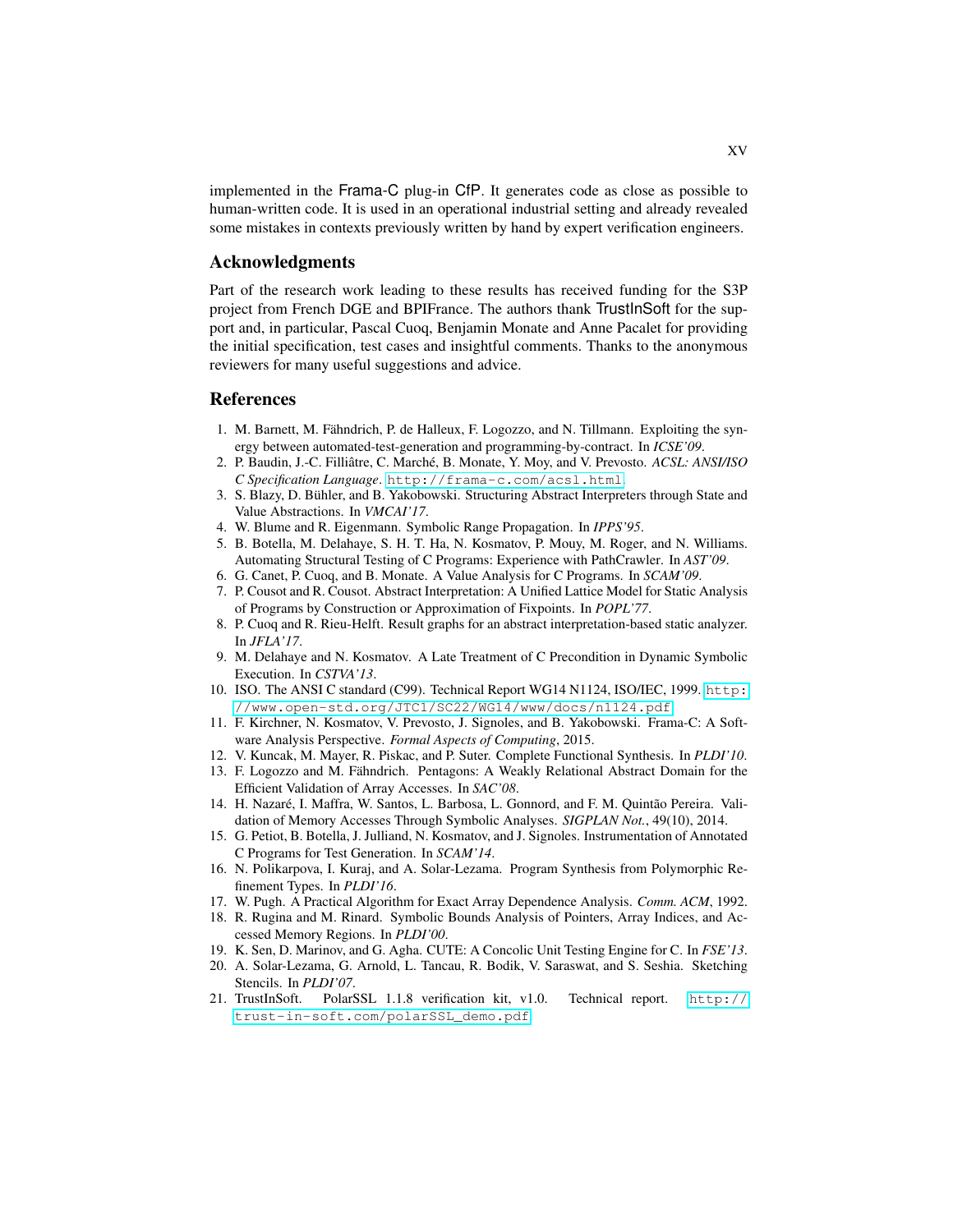implemented in the Frama-C plug-in CfP. It generates code as close as possible to human-written code. It is used in an operational industrial setting and already revealed some mistakes in contexts previously written by hand by expert verification engineers.

## Acknowledgments

Part of the research work leading to these results has received funding for the S3P project from French DGE and BPIFrance. The authors thank TrustInSoft for the support and, in particular, Pascal Cuoq, Benjamin Monate and Anne Pacalet for providing the initial specification, test cases and insightful comments. Thanks to the anonymous reviewers for many useful suggestions and advice.

## References

1. M. Barnett, M. Fähndrich, P. de Halleux, F. Logozzo, and N. Tillmann. Exploiting the synergy between automated-test-generation and programming-by-contract. In *ICSE'09*.
2. P. Baudin, J.-C. Filliâtre, C. Marché, B. Monate, Y. Moy, and V. Prevosto. *ACSL: ANSI/ISO C Specification Language*. http://frama-c.com/acsl.html.
3. S. Blazy, D. Bühler, and B. Yakobowski. Structuring Abstract Interpreters through State and Value Abstractions. In *VMCAI'17*.
4. W. Blume and R. Eigenmann. Symbolic Range Propagation. In *IPPS'95*.
5. B. Botella, M. Delahaye, S. H. T. Ha, N. Kosmatov, P. Mouy, M. Roger, and N. Williams. Automating Structural Testing of C Programs: Experience with PathCrawler. In *AST'09*.
6. G. Canet, P. Cuoq, and B. Monate. A Value Analysis for C Programs. In *SCAM'09*.
7. P. Cousot and R. Cousot. Abstract Interpretation: A Unified Lattice Model for Static Analysis of Programs by Construction or Approximation of Fixpoints. In *POPL'77*.
8. P. Cuoq and R. Rieu-Helft. Result graphs for an abstract interpretation-based static analyzer. In *JFLA'17*.
9. M. Delahaye and N. Kosmatov. A Late Treatment of C Precondition in Dynamic Symbolic Execution. In *CSTVA'13*.
10. ISO. The ANSI C standard (C99). Technical Report WG14 N1124, ISO/IEC, 1999. http://www.open-std.org/JTC1/SC22/WG14/www/docs/n1124.pdf.
11. F. Kirchner, N. Kosmatov, V. Prevosto, J. Signoles, and B. Yakobowski. Frama-C: A Software Analysis Perspective. *Formal Aspects of Computing*, 2015.
12. V. Kuncak, M. Mayer, R. Piskac, and P. Suter. Complete Functional Synthesis. In *PLDI'10*.
13. F. Logozzo and M. Fähndrich. Pentagons: A Weakly Relational Abstract Domain for the Efficient Validation of Array Accesses. In *SAC'08*.
14. H. Nazaré, I. Maffra, W. Santos, L. Barbosa, L. Gonnord, and F. M. Quintão Pereira. Validation of Memory Accesses Through Symbolic Analyses. *SIGPLAN Not.*, 49(10), 2014.
15. G. Petiot, B. Botella, J. Julliand, N. Kosmatov, and J. Signoles. Instrumentation of Annotated C Programs for Test Generation. In *SCAM'14*.
16. N. Polikarpova, I. Kuraj, and A. Solar-Lezama. Program Synthesis from Polymorphic Refinement Types. In *PLDI'16*.
17. W. Pugh. A Practical Algorithm for Exact Array Dependence Analysis. *Comm. ACM*, 1992.
18. R. Rugina and M. Rinard. Symbolic Bounds Analysis of Pointers, Array Indices, and Accessed Memory Regions. In *PLDI'00*.
19. K. Sen, D. Marinov, and G. Agha. CUTE: A Concolic Unit Testing Engine for C. In *FSE'13*.
20. A. Solar-Lezama, G. Arnold, L. Tancau, R. Bodik, V. Saraswat, and S. Seshia. Sketching Stencils. In *PLDI'07*.
21. TrustInSoft. PolarSSL 1.1.8 verification kit, v1.0. Technical report. http://trust-in-soft.com/polarSSL_demo.pdf.